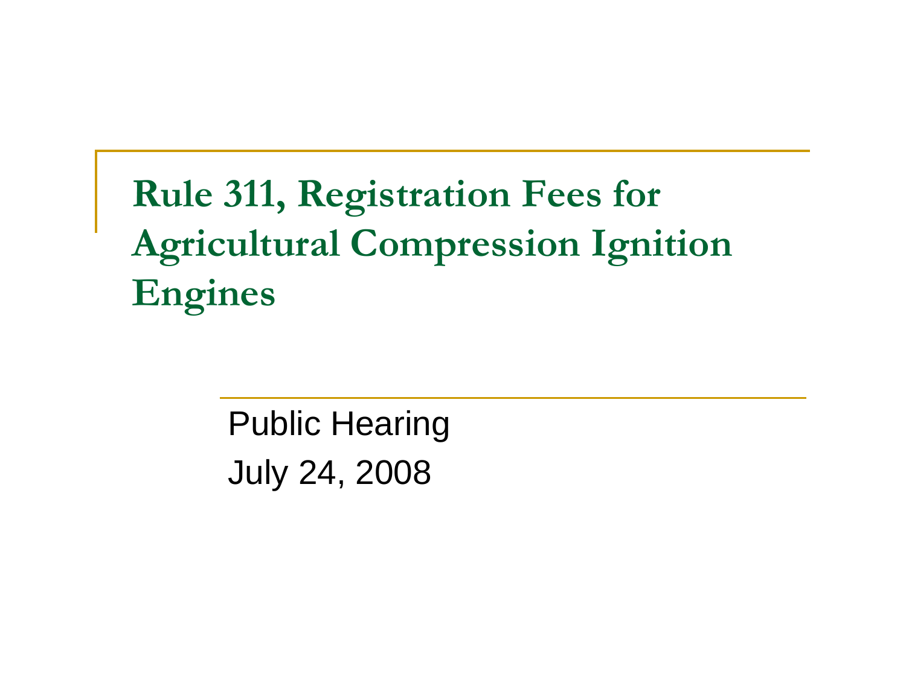# Rule 311, Registration Fees for Agricultural Compression Ignition Engines

Public Hearing

July 24, 2008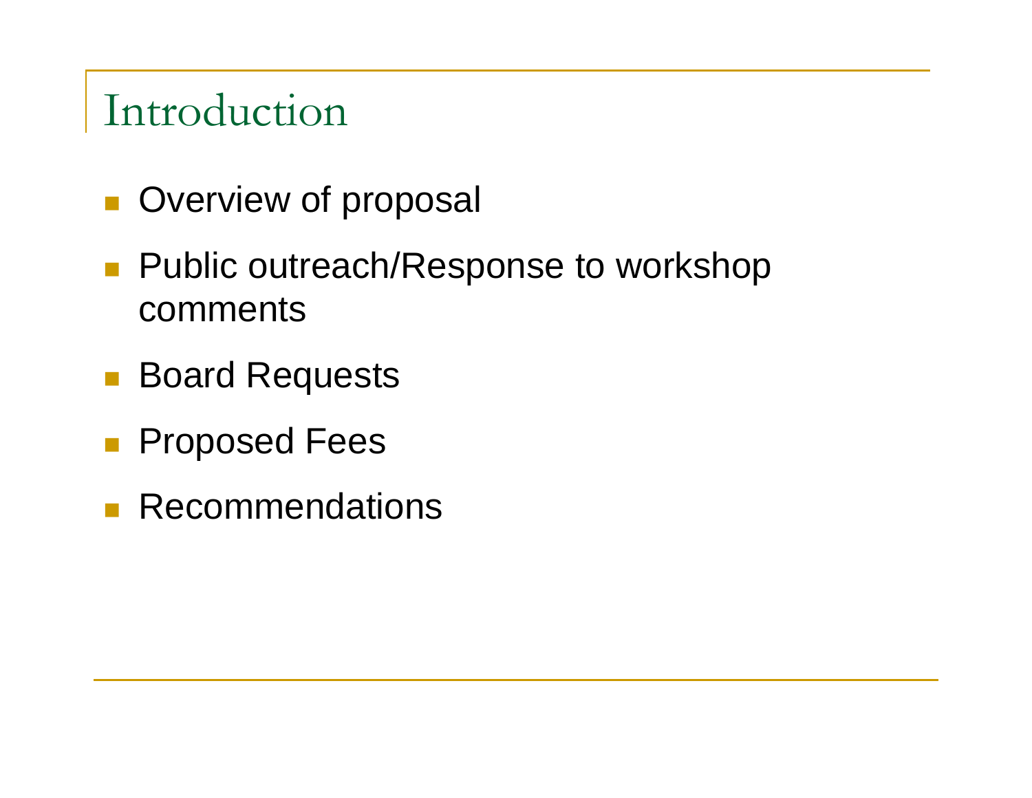# Introduction

- Overview of proposal
- Public outreach/Response to workshop comments
- Board Requests
- Proposed Fees
- Recommendations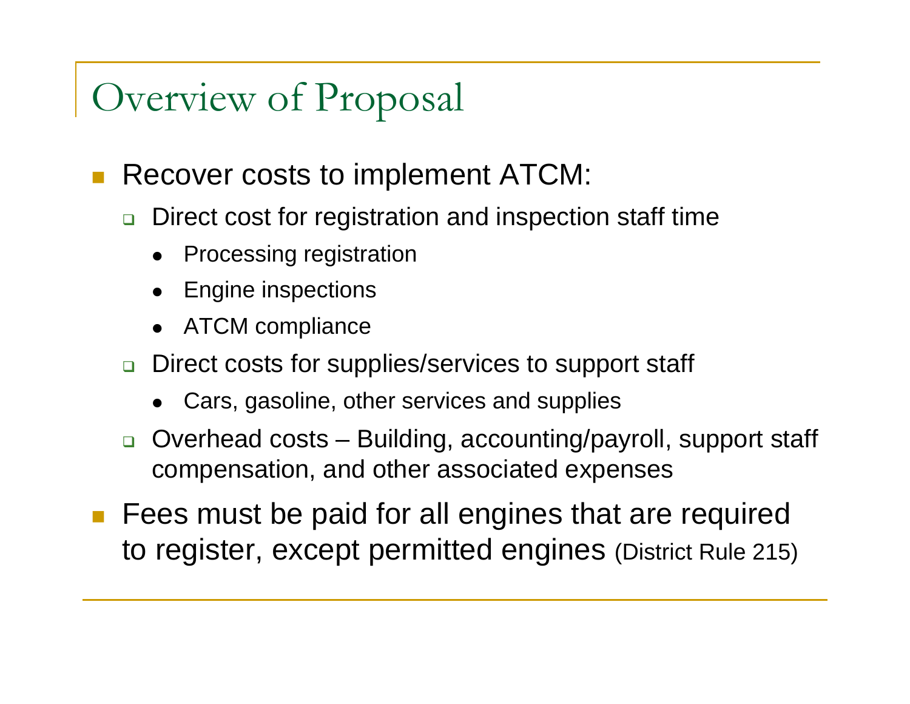# Overview of Proposal

- Recover costs to implement ATCM:
  - Direct cost for registration and inspection staff time
    - Processing registration
    - Engine inspections
    - ATCM compliance
  - Direct costs for supplies/services to support staff
    - Cars, gasoline, other services and supplies
  - Overhead costs – Building, accounting/payroll, support staff compensation, and other associated expenses
- Fees must be paid for all engines that are required to register, except permitted engines (District Rule 215)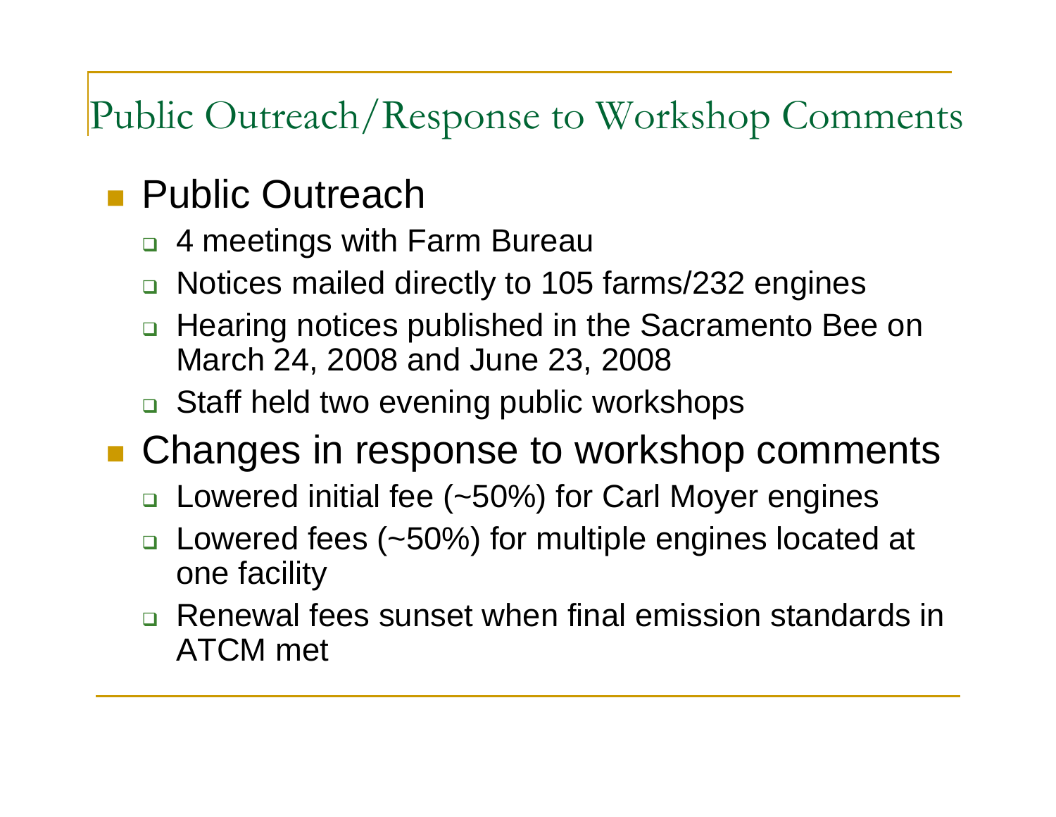# Public Outreach/Response to Workshop Comments

- Public Outreach
  - 4 meetings with Farm Bureau
  - Notices mailed directly to 105 farms/232 engines
  - Hearing notices published in the Sacramento Bee on March 24, 2008 and June 23, 2008
  - Staff held two evening public workshops
- Changes in response to workshop comments
  - Lowered initial fee (~50%) for Carl Moyer engines
  - Lowered fees (~50%) for multiple engines located at one facility
  - Renewal fees sunset when final emission standards in ATCM met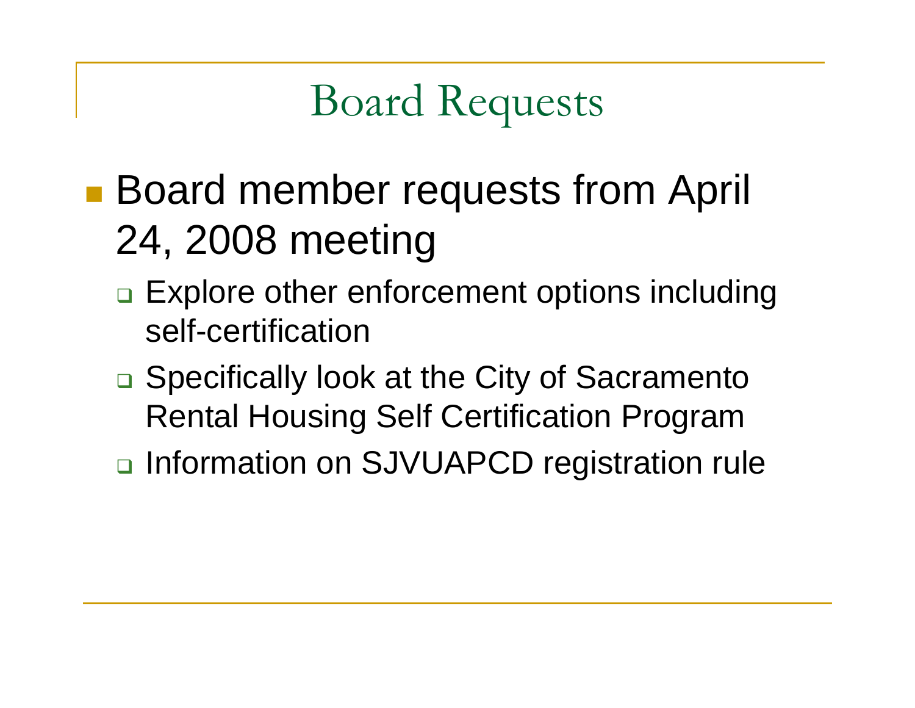# Board Requests

- Board member requests from April 24, 2008 meeting
  - Explore other enforcement options including self-certification
  - Specifically look at the City of Sacramento Rental Housing Self Certification Program
  - Information on SJVUAPCD registration rule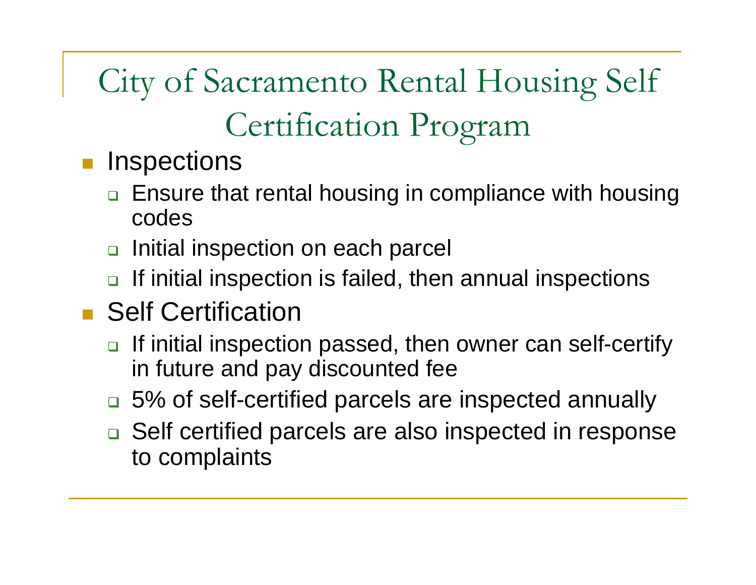# City of Sacramento Rental Housing Self Certification Program

- Inspections
  - Ensure that rental housing in compliance with housing codes
  - Initial inspection on each parcel
  - If initial inspection is failed, then annual inspections
- Self Certification
  - If initial inspection passed, then owner can self-certify in future and pay discounted fee
  - 5% of self-certified parcels are inspected annually
  - Self certified parcels are also inspected in response to complaints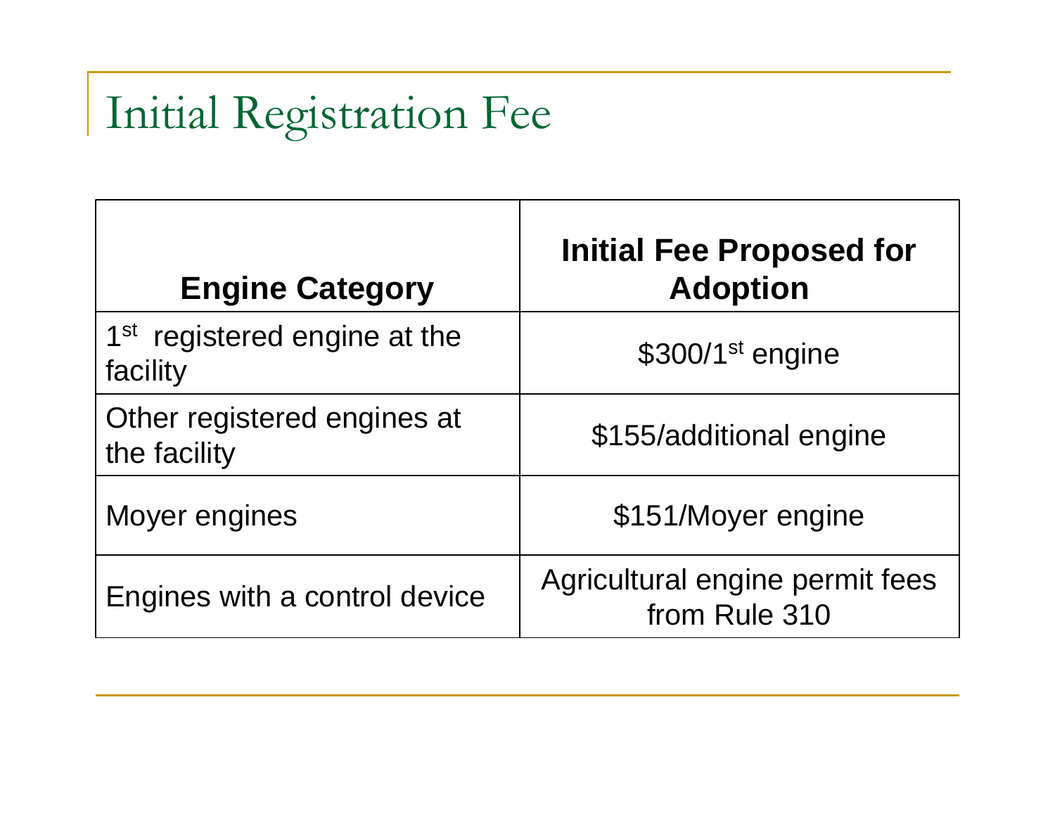# Initial Registration Fee

| Engine Category | Initial Fee Proposed for Adoption |
| --- | --- |
| 1st registered engine at the facility | $300/1st engine |
| Other registered engines at the facility | $155/additional engine |
| Moyer engines | $151/Moyer engine |
| Engines with a control device | Agricultural engine permit fees from Rule 310 |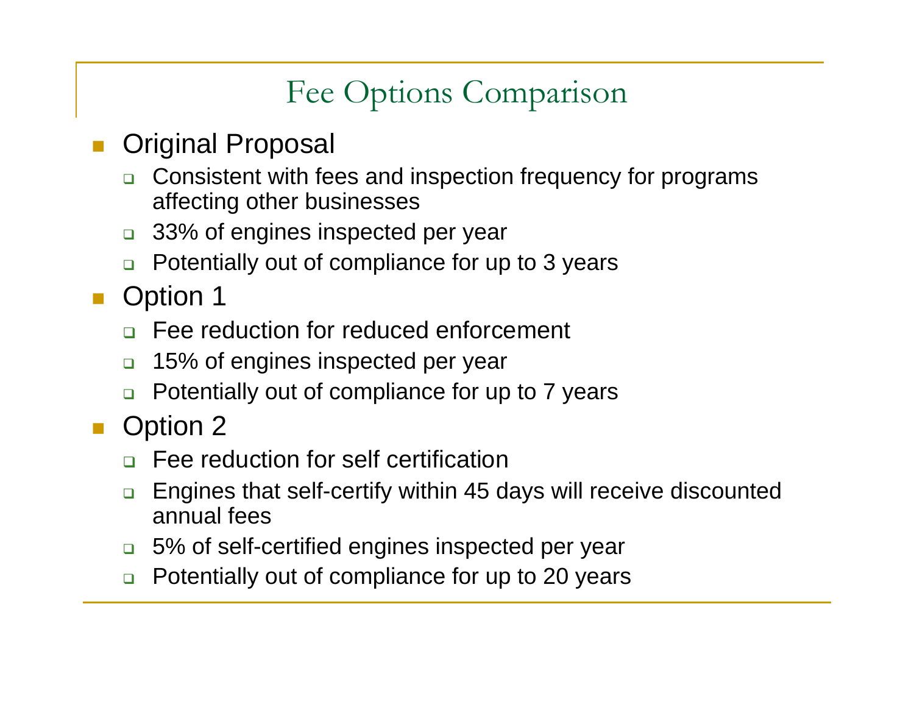# Fee Options Comparison

- Original Proposal
  - Consistent with fees and inspection frequency for programs affecting other businesses
  - 33% of engines inspected per year
  - Potentially out of compliance for up to 3 years
- Option 1
  - Fee reduction for reduced enforcement
  - 15% of engines inspected per year
  - Potentially out of compliance for up to 7 years
- Option 2
  - Fee reduction for self certification
  - Engines that self-certify within 45 days will receive discounted annual fees
  - 5% of self-certified engines inspected per year
  - Potentially out of compliance for up to 20 years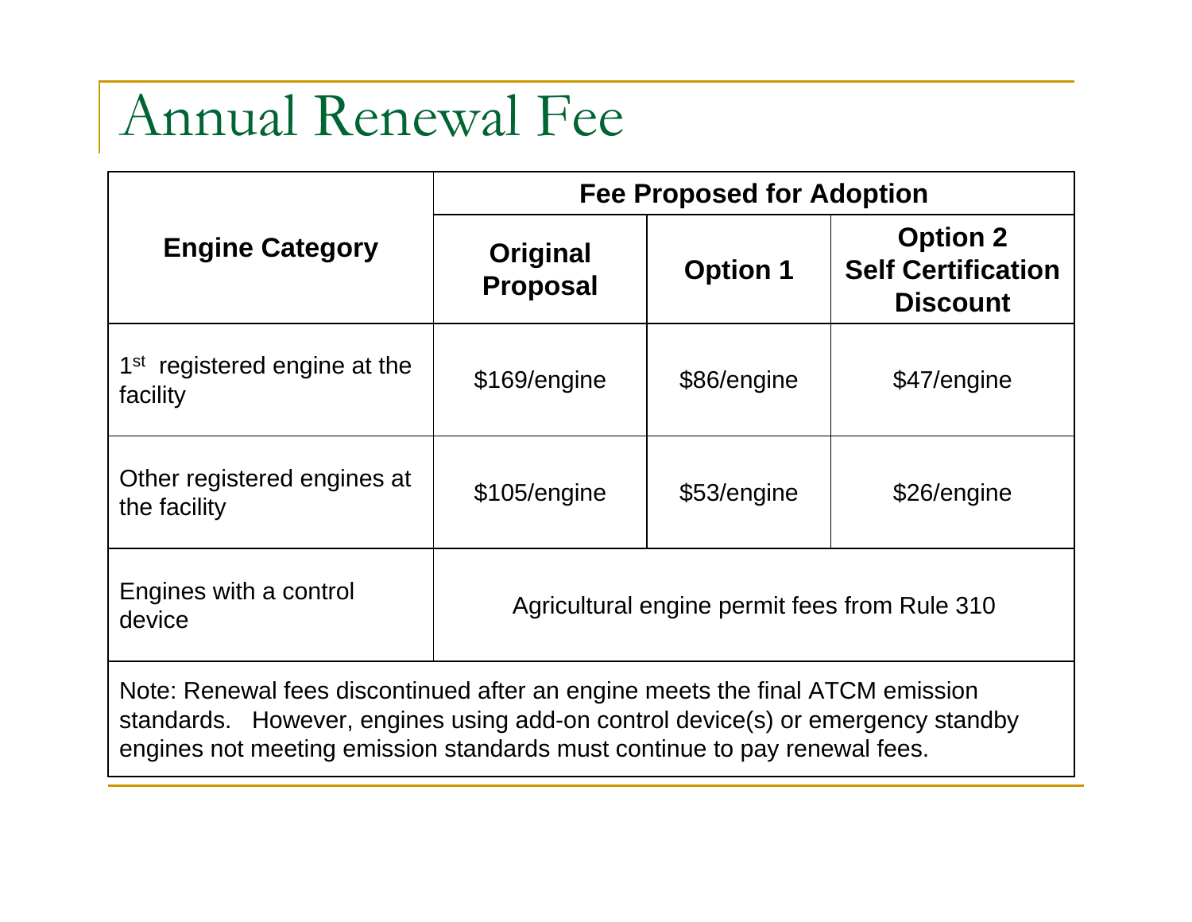# Annual Renewal Fee

| Engine Category | Fee Proposed for Adoption | | |
|---|---|---|---|
| | **Original Proposal** | **Option 1** | **Option 2 Self Certification Discount** |
| 1st registered engine at the facility | $169/engine | $86/engine | $47/engine |
| Other registered engines at the facility | $105/engine | $53/engine | $26/engine |
| Engines with a control device | Agricultural engine permit fees from Rule 310 | | |

Note: Renewal fees discontinued after an engine meets the final ATCM emission standards. However, engines using add-on control device(s) or emergency standby engines not meeting emission standards must continue to pay renewal fees.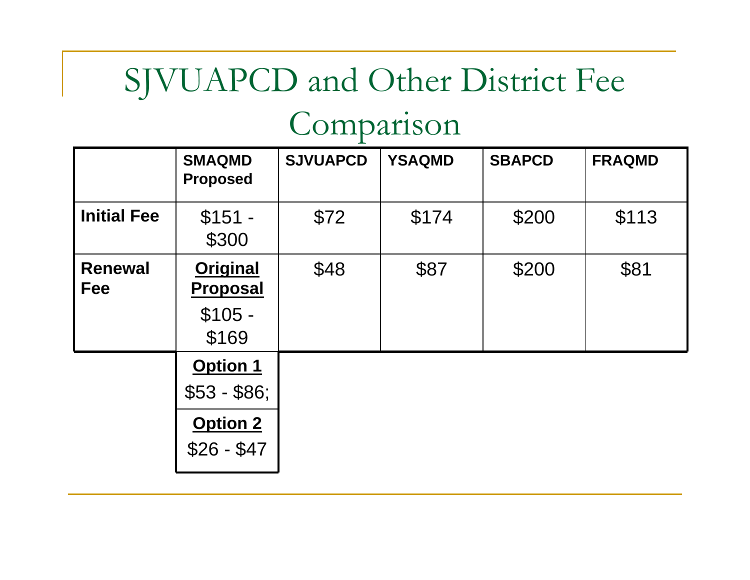# SJVUAPCD and Other District Fee Comparison

| | SMAQMD Proposed | SJVUAPCD | YSAQMD | SBAPCD | FRAQMD |
|---|---|---|---|---|---|
| **Initial Fee** | $151 - $300 | $72 | $174 | $200 | $113 |
| **Renewal Fee** | **Original Proposal** $105 - $169 | $48 | $87 | $200 | $81 |
| | **Option 1** $53 - $86; | | | | |
| | **Option 2** $26 - $47 | | | | |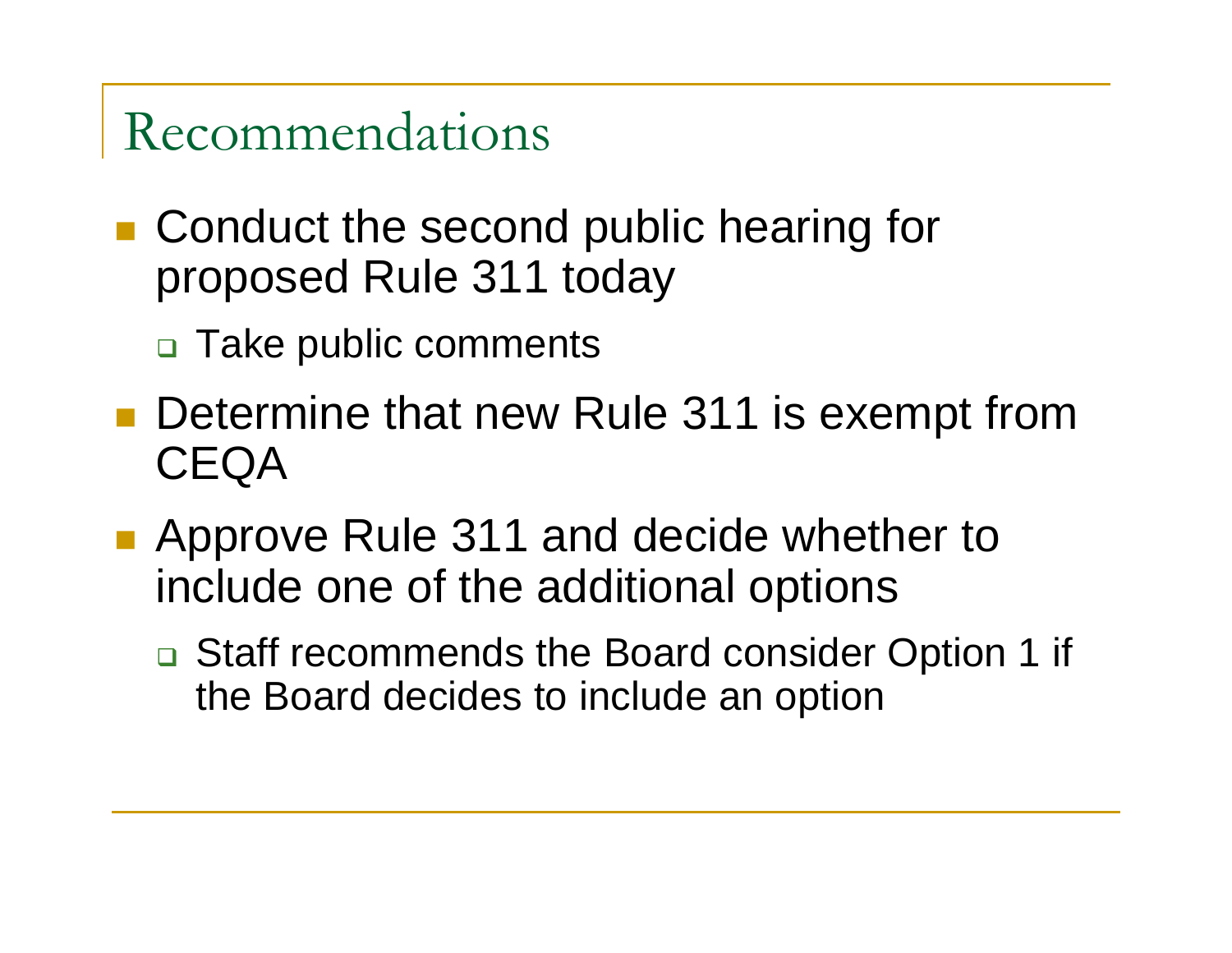# Recommendations

- Conduct the second public hearing for proposed Rule 311 today
  - Take public comments
- Determine that new Rule 311 is exempt from CEQA
- Approve Rule 311 and decide whether to include one of the additional options
  - Staff recommends the Board consider Option 1 if the Board decides to include an option